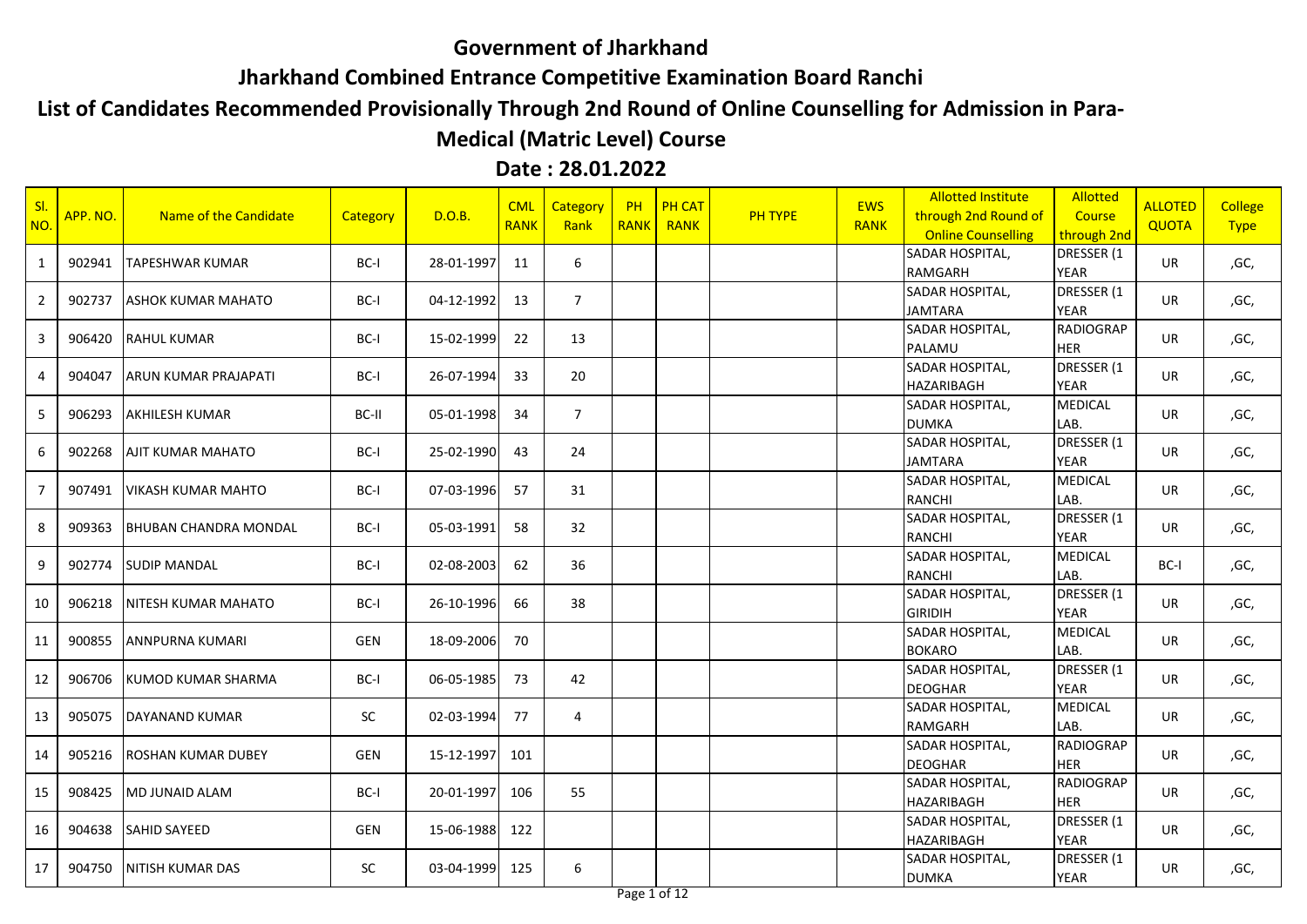# Government of Jharkhand

## Jharkhand Combined Entrance Competitive Examination Board Ranchi

## List of Candidates Recommended Provisionally Through 2nd Round of Online Counselling for Admission in Para-Medical (Matric Level) Course

## Date : 28.01.2022

| Sl. NO. | APP. NO. | Name of the Candidate | Category | D.O.B. | CML RANK | Category Rank | PH RANK | PH CAT RANK | PH TYPE | EWS RANK | Allotted Institute through 2nd Round of Online Counselling | Allotted Course through 2nd | ALLOTED QUOTA | College Type |
|---|---|---|---|---|---|---|---|---|---|---|---|---|---|---|
| 1 | 902941 | TAPESHWAR KUMAR | BC-I | 28-01-1997 | 11 | 6 | | | | | SADAR HOSPITAL, RAMGARH | DRESSER (1 YEAR | UR | ,GC, |
| 2 | 902737 | ASHOK KUMAR MAHATO | BC-I | 04-12-1992 | 13 | 7 | | | | | SADAR HOSPITAL, JAMTARA | DRESSER (1 YEAR | UR | ,GC, |
| 3 | 906420 | RAHUL KUMAR | BC-I | 15-02-1999 | 22 | 13 | | | | | SADAR HOSPITAL, PALAMU | RADIOGRAP HER | UR | ,GC, |
| 4 | 904047 | ARUN KUMAR PRAJAPATI | BC-I | 26-07-1994 | 33 | 20 | | | | | SADAR HOSPITAL, HAZARIBAGH | DRESSER (1 YEAR | UR | ,GC, |
| 5 | 906293 | AKHILESH KUMAR | BC-II | 05-01-1998 | 34 | 7 | | | | | SADAR HOSPITAL, DUMKA | MEDICAL LAB. | UR | ,GC, |
| 6 | 902268 | AJIT KUMAR MAHATO | BC-I | 25-02-1990 | 43 | 24 | | | | | SADAR HOSPITAL, JAMTARA | DRESSER (1 YEAR | UR | ,GC, |
| 7 | 907491 | VIKASH KUMAR MAHTO | BC-I | 07-03-1996 | 57 | 31 | | | | | SADAR HOSPITAL, RANCHI | MEDICAL LAB. | UR | ,GC, |
| 8 | 909363 | BHUBAN CHANDRA MONDAL | BC-I | 05-03-1991 | 58 | 32 | | | | | SADAR HOSPITAL, RANCHI | DRESSER (1 YEAR | UR | ,GC, |
| 9 | 902774 | SUDIP MANDAL | BC-I | 02-08-2003 | 62 | 36 | | | | | SADAR HOSPITAL, RANCHI | MEDICAL LAB. | BC-I | ,GC, |
| 10 | 906218 | NITESH KUMAR MAHATO | BC-I | 26-10-1996 | 66 | 38 | | | | | SADAR HOSPITAL, GIRIDIH | DRESSER (1 YEAR | UR | ,GC, |
| 11 | 900855 | ANNPURNA KUMARI | GEN | 18-09-2006 | 70 | | | | | | SADAR HOSPITAL, BOKARO | MEDICAL LAB. | UR | ,GC, |
| 12 | 906706 | KUMOD KUMAR SHARMA | BC-I | 06-05-1985 | 73 | 42 | | | | | SADAR HOSPITAL, DEOGHAR | DRESSER (1 YEAR | UR | ,GC, |
| 13 | 905075 | DAYANAND KUMAR | SC | 02-03-1994 | 77 | 4 | | | | | SADAR HOSPITAL, RAMGARH | MEDICAL LAB. | UR | ,GC, |
| 14 | 905216 | ROSHAN KUMAR DUBEY | GEN | 15-12-1997 | 101 | | | | | | SADAR HOSPITAL, DEOGHAR | RADIOGRAP HER | UR | ,GC, |
| 15 | 908425 | MD JUNAID ALAM | BC-I | 20-01-1997 | 106 | 55 | | | | | SADAR HOSPITAL, HAZARIBAGH | RADIOGRAP HER | UR | ,GC, |
| 16 | 904638 | SAHID SAYEED | GEN | 15-06-1988 | 122 | | | | | | SADAR HOSPITAL, HAZARIBAGH | DRESSER (1 YEAR | UR | ,GC, |
| 17 | 904750 | NITISH KUMAR DAS | SC | 03-04-1999 | 125 | 6 | | | | | SADAR HOSPITAL, DUMKA | DRESSER (1 YEAR | UR | ,GC, |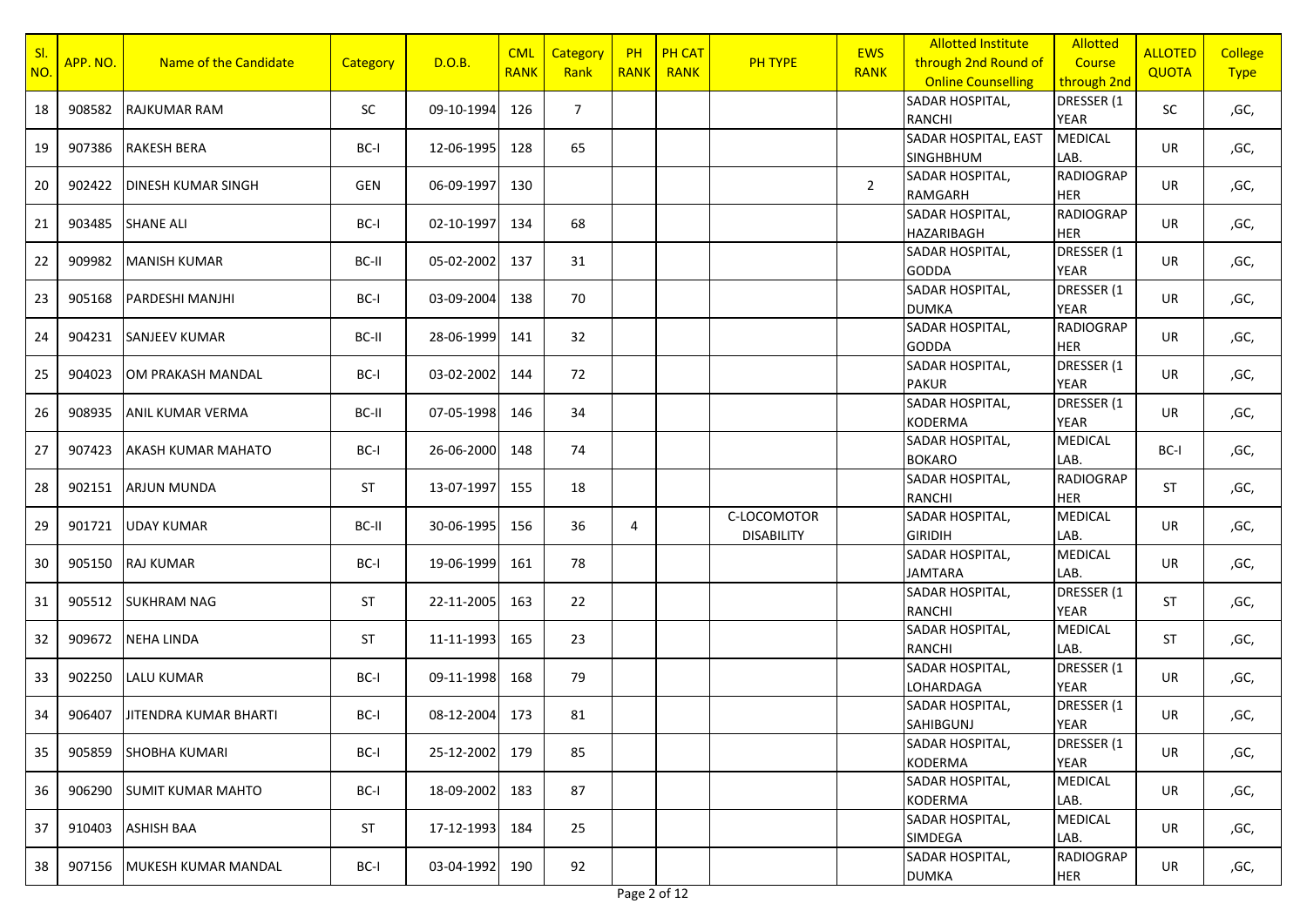| Sl. NO. | APP. NO. | Name of the Candidate | Category | D.O.B. | CML RANK | Category Rank | PH RANK | PH CAT RANK | PH TYPE | EWS RANK | Allotted Institute through 2nd Round of Online Counselling | Allotted Course through 2nd | ALLOTED QUOTA | College Type |
|---|---|---|---|---|---|---|---|---|---|---|---|---|---|---|
| 18 | 908582 | RAJKUMAR RAM | SC | 09-10-1994 | 126 | 7 | | | | | SADAR HOSPITAL, RANCHI | DRESSER (1 YEAR | SC | ,GC, |
| 19 | 907386 | RAKESH BERA | BC-I | 12-06-1995 | 128 | 65 | | | | | SADAR HOSPITAL, EAST SINGHBHUM | MEDICAL LAB. | UR | ,GC, |
| 20 | 902422 | DINESH KUMAR SINGH | GEN | 06-09-1997 | 130 | | | | | 2 | SADAR HOSPITAL, RAMGARH | RADIOGRAP HER | UR | ,GC, |
| 21 | 903485 | SHANE ALI | BC-I | 02-10-1997 | 134 | 68 | | | | | SADAR HOSPITAL, HAZARIBAGH | RADIOGRAP HER | UR | ,GC, |
| 22 | 909982 | MANISH KUMAR | BC-II | 05-02-2002 | 137 | 31 | | | | | SADAR HOSPITAL, GODDA | DRESSER (1 YEAR | UR | ,GC, |
| 23 | 905168 | PARDESHI MANJHI | BC-I | 03-09-2004 | 138 | 70 | | | | | SADAR HOSPITAL, DUMKA | DRESSER (1 YEAR | UR | ,GC, |
| 24 | 904231 | SANJEEV KUMAR | BC-II | 28-06-1999 | 141 | 32 | | | | | SADAR HOSPITAL, GODDA | RADIOGRAP HER | UR | ,GC, |
| 25 | 904023 | OM PRAKASH MANDAL | BC-I | 03-02-2002 | 144 | 72 | | | | | SADAR HOSPITAL, PAKUR | DRESSER (1 YEAR | UR | ,GC, |
| 26 | 908935 | ANIL KUMAR VERMA | BC-II | 07-05-1998 | 146 | 34 | | | | | SADAR HOSPITAL, KODERMA | DRESSER (1 YEAR | UR | ,GC, |
| 27 | 907423 | AKASH KUMAR MAHATO | BC-I | 26-06-2000 | 148 | 74 | | | | | SADAR HOSPITAL, BOKARO | MEDICAL LAB. | BC-I | ,GC, |
| 28 | 902151 | ARJUN MUNDA | ST | 13-07-1997 | 155 | 18 | | | | | SADAR HOSPITAL, RANCHI | RADIOGRAP HER | ST | ,GC, |
| 29 | 901721 | UDAY KUMAR | BC-II | 30-06-1995 | 156 | 36 | 4 | | C-LOCOMOTOR DISABILITY | | SADAR HOSPITAL, GIRIDIH | MEDICAL LAB. | UR | ,GC, |
| 30 | 905150 | RAJ KUMAR | BC-I | 19-06-1999 | 161 | 78 | | | | | SADAR HOSPITAL, JAMTARA | MEDICAL LAB. | UR | ,GC, |
| 31 | 905512 | SUKHRAM NAG | ST | 22-11-2005 | 163 | 22 | | | | | SADAR HOSPITAL, RANCHI | DRESSER (1 YEAR | ST | ,GC, |
| 32 | 909672 | NEHA LINDA | ST | 11-11-1993 | 165 | 23 | | | | | SADAR HOSPITAL, RANCHI | MEDICAL LAB. | ST | ,GC, |
| 33 | 902250 | LALU KUMAR | BC-I | 09-11-1998 | 168 | 79 | | | | | SADAR HOSPITAL, LOHARDAGA | DRESSER (1 YEAR | UR | ,GC, |
| 34 | 906407 | JITENDRA KUMAR BHARTI | BC-I | 08-12-2004 | 173 | 81 | | | | | SADAR HOSPITAL, SAHIBGUNJ | DRESSER (1 YEAR | UR | ,GC, |
| 35 | 905859 | SHOBHA KUMARI | BC-I | 25-12-2002 | 179 | 85 | | | | | SADAR HOSPITAL, KODERMA | DRESSER (1 YEAR | UR | ,GC, |
| 36 | 906290 | SUMIT KUMAR MAHTO | BC-I | 18-09-2002 | 183 | 87 | | | | | SADAR HOSPITAL, KODERMA | MEDICAL LAB. | UR | ,GC, |
| 37 | 910403 | ASHISH BAA | ST | 17-12-1993 | 184 | 25 | | | | | SADAR HOSPITAL, SIMDEGA | MEDICAL LAB. | UR | ,GC, |
| 38 | 907156 | MUKESH KUMAR MANDAL | BC-I | 03-04-1992 | 190 | 92 | | | | | SADAR HOSPITAL, DUMKA | RADIOGRAP HER | UR | ,GC, |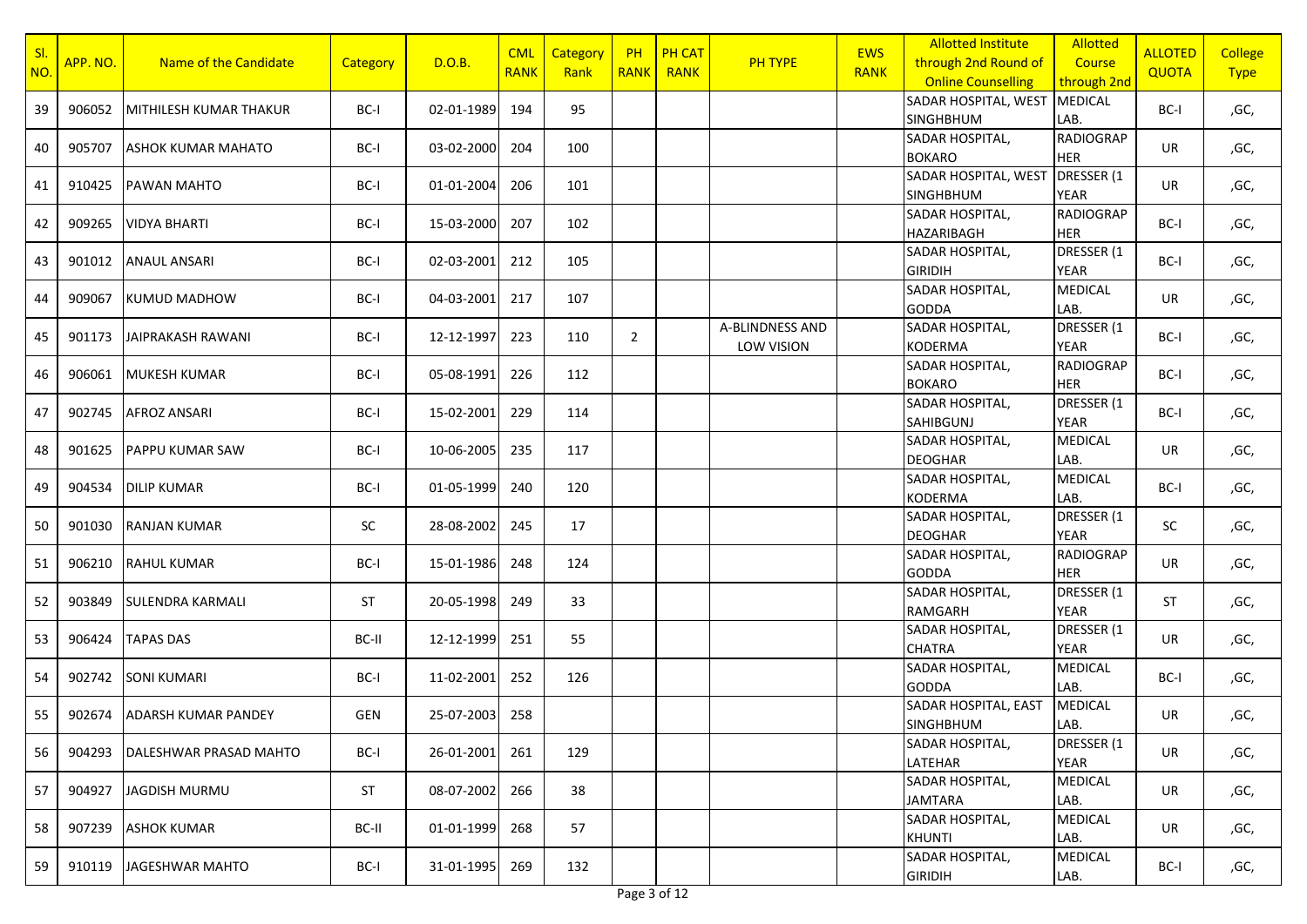| Sl. NO. | APP. NO. | Name of the Candidate | Category | D.O.B. | CML RANK | Category Rank | PH RANK | PH CAT RANK | PH TYPE | EWS RANK | Allotted Institute through 2nd Round of Online Counselling | Allotted Course through 2nd | ALLOTED QUOTA | College Type |
|---|---|---|---|---|---|---|---|---|---|---|---|---|---|---|
| 39 | 906052 | MITHILESH KUMAR THAKUR | BC-I | 02-01-1989 | 194 | 95 | | | | | SADAR HOSPITAL, WEST SINGHBHUM | MEDICAL LAB. | BC-I | ,GC, |
| 40 | 905707 | ASHOK KUMAR MAHATO | BC-I | 03-02-2000 | 204 | 100 | | | | | SADAR HOSPITAL, BOKARO | RADIOGRAPHER | UR | ,GC, |
| 41 | 910425 | PAWAN MAHTO | BC-I | 01-01-2004 | 206 | 101 | | | | | SADAR HOSPITAL, WEST SINGHBHUM | DRESSER (1 YEAR | UR | ,GC, |
| 42 | 909265 | VIDYA BHARTI | BC-I | 15-03-2000 | 207 | 102 | | | | | SADAR HOSPITAL, HAZARIBAGH | RADIOGRAPHER | BC-I | ,GC, |
| 43 | 901012 | ANAUL ANSARI | BC-I | 02-03-2001 | 212 | 105 | | | | | SADAR HOSPITAL, GIRIDIH | DRESSER (1 YEAR | BC-I | ,GC, |
| 44 | 909067 | KUMUD MADHOW | BC-I | 04-03-2001 | 217 | 107 | | | | | SADAR HOSPITAL, GODDA | MEDICAL LAB. | UR | ,GC, |
| 45 | 901173 | JAIPRAKASH RAWANI | BC-I | 12-12-1997 | 223 | 110 | 2 | | A-BLINDNESS AND LOW VISION | | SADAR HOSPITAL, KODERMA | DRESSER (1 YEAR | BC-I | ,GC, |
| 46 | 906061 | MUKESH KUMAR | BC-I | 05-08-1991 | 226 | 112 | | | | | SADAR HOSPITAL, BOKARO | RADIOGRAPHER | BC-I | ,GC, |
| 47 | 902745 | AFROZ ANSARI | BC-I | 15-02-2001 | 229 | 114 | | | | | SADAR HOSPITAL, SAHIBGUNJ | DRESSER (1 YEAR | BC-I | ,GC, |
| 48 | 901625 | PAPPU KUMAR SAW | BC-I | 10-06-2005 | 235 | 117 | | | | | SADAR HOSPITAL, DEOGHAR | MEDICAL LAB. | UR | ,GC, |
| 49 | 904534 | DILIP KUMAR | BC-I | 01-05-1999 | 240 | 120 | | | | | SADAR HOSPITAL, KODERMA | MEDICAL LAB. | BC-I | ,GC, |
| 50 | 901030 | RANJAN KUMAR | SC | 28-08-2002 | 245 | 17 | | | | | SADAR HOSPITAL, DEOGHAR | DRESSER (1 YEAR | SC | ,GC, |
| 51 | 906210 | RAHUL KUMAR | BC-I | 15-01-1986 | 248 | 124 | | | | | SADAR HOSPITAL, GODDA | RADIOGRAPHER | UR | ,GC, |
| 52 | 903849 | SULENDRA KARMALI | ST | 20-05-1998 | 249 | 33 | | | | | SADAR HOSPITAL, RAMGARH | DRESSER (1 YEAR | ST | ,GC, |
| 53 | 906424 | TAPAS DAS | BC-II | 12-12-1999 | 251 | 55 | | | | | SADAR HOSPITAL, CHATRA | DRESSER (1 YEAR | UR | ,GC, |
| 54 | 902742 | SONI KUMARI | BC-I | 11-02-2001 | 252 | 126 | | | | | SADAR HOSPITAL, GODDA | MEDICAL LAB. | BC-I | ,GC, |
| 55 | 902674 | ADARSH KUMAR PANDEY | GEN | 25-07-2003 | 258 | | | | | | SADAR HOSPITAL, EAST SINGHBHUM | MEDICAL LAB. | UR | ,GC, |
| 56 | 904293 | DALESHWAR PRASAD MAHTO | BC-I | 26-01-2001 | 261 | 129 | | | | | SADAR HOSPITAL, LATEHAR | DRESSER (1 YEAR | UR | ,GC, |
| 57 | 904927 | JAGDISH MURMU | ST | 08-07-2002 | 266 | 38 | | | | | SADAR HOSPITAL, JAMTARA | MEDICAL LAB. | UR | ,GC, |
| 58 | 907239 | ASHOK KUMAR | BC-II | 01-01-1999 | 268 | 57 | | | | | SADAR HOSPITAL, KHUNTI | MEDICAL LAB. | UR | ,GC, |
| 59 | 910119 | JAGESHWAR MAHTO | BC-I | 31-01-1995 | 269 | 132 | | | | | SADAR HOSPITAL, GIRIDIH | MEDICAL LAB. | BC-I | ,GC, |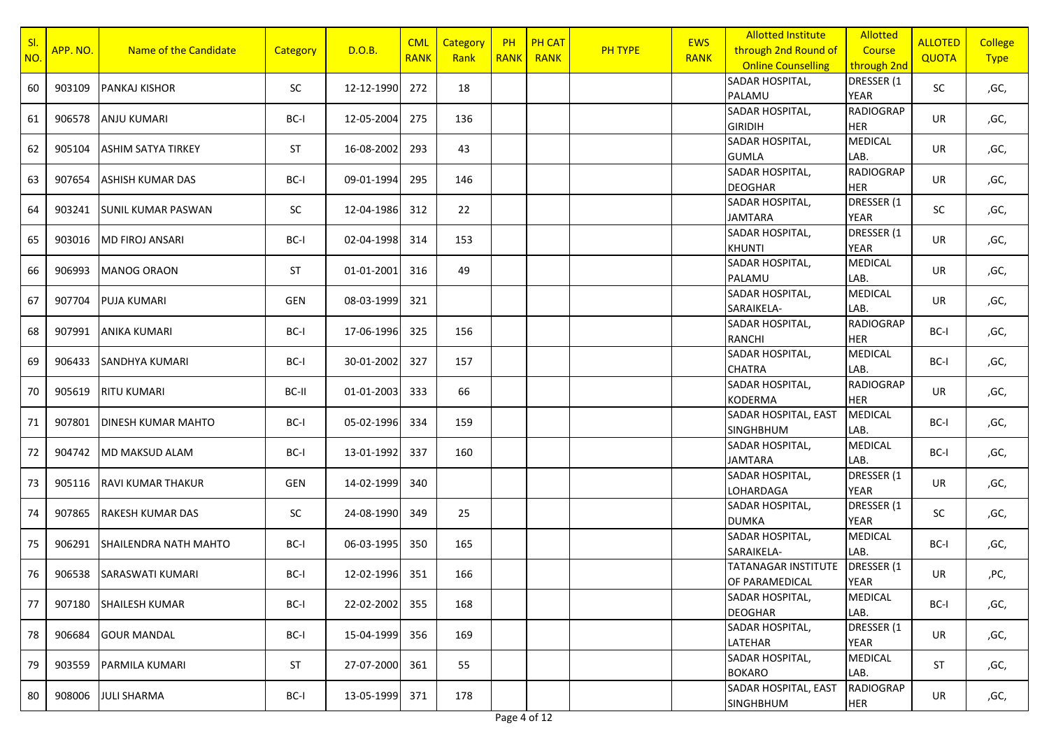| Sl. NO. | APP. NO. | Name of the Candidate | Category | D.O.B. | CML RANK | Category Rank | PH RANK | PH CAT RANK | PH TYPE | EWS RANK | Allotted Institute through 2nd Round of Online Counselling | Allotted Course through 2nd | ALLOTED QUOTA | College Type |
|---|---|---|---|---|---|---|---|---|---|---|---|---|---|---|
| 60 | 903109 | PANKAJ KISHOR | SC | 12-12-1990 | 272 | 18 | | | | | SADAR HOSPITAL, PALAMU | DRESSER (1 YEAR | SC | ,GC, |
| 61 | 906578 | ANJU KUMARI | BC-I | 12-05-2004 | 275 | 136 | | | | | SADAR HOSPITAL, GIRIDIH | RADIOGRAPHER | UR | ,GC, |
| 62 | 905104 | ASHIM SATYA TIRKEY | ST | 16-08-2002 | 293 | 43 | | | | | SADAR HOSPITAL, GUMLA | MEDICAL LAB. | UR | ,GC, |
| 63 | 907654 | ASHISH KUMAR DAS | BC-I | 09-01-1994 | 295 | 146 | | | | | SADAR HOSPITAL, DEOGHAR | RADIOGRAPHER | UR | ,GC, |
| 64 | 903241 | SUNIL KUMAR PASWAN | SC | 12-04-1986 | 312 | 22 | | | | | SADAR HOSPITAL, JAMTARA | DRESSER (1 YEAR | SC | ,GC, |
| 65 | 903016 | MD FIROJ ANSARI | BC-I | 02-04-1998 | 314 | 153 | | | | | SADAR HOSPITAL, KHUNTI | DRESSER (1 YEAR | UR | ,GC, |
| 66 | 906993 | MANOG ORAON | ST | 01-01-2001 | 316 | 49 | | | | | SADAR HOSPITAL, PALAMU | MEDICAL LAB. | UR | ,GC, |
| 67 | 907704 | PUJA KUMARI | GEN | 08-03-1999 | 321 | | | | | | SADAR HOSPITAL, SARAIKELA- | MEDICAL LAB. | UR | ,GC, |
| 68 | 907991 | ANIKA KUMARI | BC-I | 17-06-1996 | 325 | 156 | | | | | SADAR HOSPITAL, RANCHI | RADIOGRAPHER | BC-I | ,GC, |
| 69 | 906433 | SANDHYA KUMARI | BC-I | 30-01-2002 | 327 | 157 | | | | | SADAR HOSPITAL, CHATRA | MEDICAL LAB. | BC-I | ,GC, |
| 70 | 905619 | RITU KUMARI | BC-II | 01-01-2003 | 333 | 66 | | | | | SADAR HOSPITAL, KODERMA | RADIOGRAPHER | UR | ,GC, |
| 71 | 907801 | DINESH KUMAR MAHTO | BC-I | 05-02-1996 | 334 | 159 | | | | | SADAR HOSPITAL, EAST SINGHBHUM | MEDICAL LAB. | BC-I | ,GC, |
| 72 | 904742 | MD MAKSUD ALAM | BC-I | 13-01-1992 | 337 | 160 | | | | | SADAR HOSPITAL, JAMTARA | MEDICAL LAB. | BC-I | ,GC, |
| 73 | 905116 | RAVI KUMAR THAKUR | GEN | 14-02-1999 | 340 | | | | | | SADAR HOSPITAL, LOHARDAGA | DRESSER (1 YEAR | UR | ,GC, |
| 74 | 907865 | RAKESH KUMAR DAS | SC | 24-08-1990 | 349 | 25 | | | | | SADAR HOSPITAL, DUMKA | DRESSER (1 YEAR | SC | ,GC, |
| 75 | 906291 | SHAILENDRA NATH MAHTO | BC-I | 06-03-1995 | 350 | 165 | | | | | SADAR HOSPITAL, SARAIKELA- | MEDICAL LAB. | BC-I | ,GC, |
| 76 | 906538 | SARASWATI KUMARI | BC-I | 12-02-1996 | 351 | 166 | | | | | TATANAGAR INSTITUTE OF PARAMEDICAL | DRESSER (1 YEAR | UR | ,PC, |
| 77 | 907180 | SHAILESH KUMAR | BC-I | 22-02-2002 | 355 | 168 | | | | | SADAR HOSPITAL, DEOGHAR | MEDICAL LAB. | BC-I | ,GC, |
| 78 | 906684 | GOUR MANDAL | BC-I | 15-04-1999 | 356 | 169 | | | | | SADAR HOSPITAL, LATEHAR | DRESSER (1 YEAR | UR | ,GC, |
| 79 | 903559 | PARMILA KUMARI | ST | 27-07-2000 | 361 | 55 | | | | | SADAR HOSPITAL, BOKARO | MEDICAL LAB. | ST | ,GC, |
| 80 | 908006 | JULI SHARMA | BC-I | 13-05-1999 | 371 | 178 | | | | | SADAR HOSPITAL, EAST SINGHBHUM | RADIOGRAPHER | UR | ,GC, |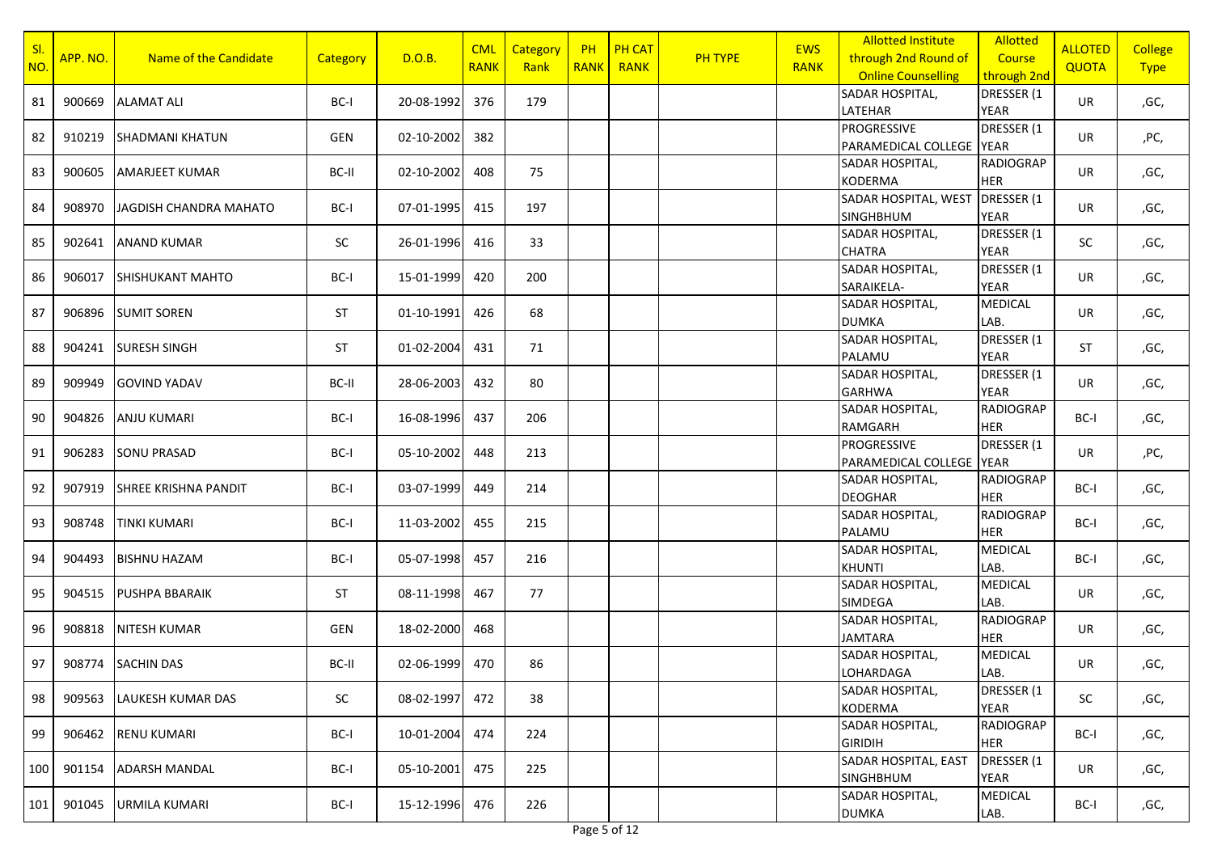| Sl. NO. | APP. NO. | Name of the Candidate | Category | D.O.B. | CML RANK | Category Rank | PH RANK | PH CAT RANK | PH TYPE | EWS RANK | Allotted Institute through 2nd Round of Online Counselling | Allotted Course through 2nd | ALLOTED QUOTA | College Type |
|---|---|---|---|---|---|---|---|---|---|---|---|---|---|---|
| 81 | 900669 | ALAMAT ALI | BC-I | 20-08-1992 | 376 | 179 | | | | | SADAR HOSPITAL, LATEHAR | DRESSER (1 YEAR | UR | ,GC, |
| 82 | 910219 | SHADMANI KHATUN | GEN | 02-10-2002 | 382 | | | | | | PROGRESSIVE PARAMEDICAL COLLEGE | DRESSER (1 YEAR | UR | ,PC, |
| 83 | 900605 | AMARJEET KUMAR | BC-II | 02-10-2002 | 408 | 75 | | | | | SADAR HOSPITAL, KODERMA | RADIOGRAPHER | UR | ,GC, |
| 84 | 908970 | JAGDISH CHANDRA MAHATO | BC-I | 07-01-1995 | 415 | 197 | | | | | SADAR HOSPITAL, WEST SINGHBHUM | DRESSER (1 YEAR | UR | ,GC, |
| 85 | 902641 | ANAND KUMAR | SC | 26-01-1996 | 416 | 33 | | | | | SADAR HOSPITAL, CHATRA | DRESSER (1 YEAR | SC | ,GC, |
| 86 | 906017 | SHISHUKANT MAHTO | BC-I | 15-01-1999 | 420 | 200 | | | | | SADAR HOSPITAL, SARAIKELA- | DRESSER (1 YEAR | UR | ,GC, |
| 87 | 906896 | SUMIT SOREN | ST | 01-10-1991 | 426 | 68 | | | | | SADAR HOSPITAL, DUMKA | MEDICAL LAB. | UR | ,GC, |
| 88 | 904241 | SURESH SINGH | ST | 01-02-2004 | 431 | 71 | | | | | SADAR HOSPITAL, PALAMU | DRESSER (1 YEAR | ST | ,GC, |
| 89 | 909949 | GOVIND YADAV | BC-II | 28-06-2003 | 432 | 80 | | | | | SADAR HOSPITAL, GARHWA | DRESSER (1 YEAR | UR | ,GC, |
| 90 | 904826 | ANJU KUMARI | BC-I | 16-08-1996 | 437 | 206 | | | | | SADAR HOSPITAL, RAMGARH | RADIOGRAPHER | BC-I | ,GC, |
| 91 | 906283 | SONU PRASAD | BC-I | 05-10-2002 | 448 | 213 | | | | | PROGRESSIVE PARAMEDICAL COLLEGE | DRESSER (1 YEAR | UR | ,PC, |
| 92 | 907919 | SHREE KRISHNA PANDIT | BC-I | 03-07-1999 | 449 | 214 | | | | | SADAR HOSPITAL, DEOGHAR | RADIOGRAPHER | BC-I | ,GC, |
| 93 | 908748 | TINKI KUMARI | BC-I | 11-03-2002 | 455 | 215 | | | | | SADAR HOSPITAL, PALAMU | RADIOGRAPHER | BC-I | ,GC, |
| 94 | 904493 | BISHNU HAZAM | BC-I | 05-07-1998 | 457 | 216 | | | | | SADAR HOSPITAL, KHUNTI | MEDICAL LAB. | BC-I | ,GC, |
| 95 | 904515 | PUSHPA BBARAIK | ST | 08-11-1998 | 467 | 77 | | | | | SADAR HOSPITAL, SIMDEGA | MEDICAL LAB. | UR | ,GC, |
| 96 | 908818 | NITESH KUMAR | GEN | 18-02-2000 | 468 | | | | | | SADAR HOSPITAL, JAMTARA | RADIOGRAPHER | UR | ,GC, |
| 97 | 908774 | SACHIN DAS | BC-II | 02-06-1999 | 470 | 86 | | | | | SADAR HOSPITAL, LOHARDAGA | MEDICAL LAB. | UR | ,GC, |
| 98 | 909563 | LAUKESH KUMAR DAS | SC | 08-02-1997 | 472 | 38 | | | | | SADAR HOSPITAL, KODERMA | DRESSER (1 YEAR | SC | ,GC, |
| 99 | 906462 | RENU KUMARI | BC-I | 10-01-2004 | 474 | 224 | | | | | SADAR HOSPITAL, GIRIDIH | RADIOGRAPHER | BC-I | ,GC, |
| 100 | 901154 | ADARSH MANDAL | BC-I | 05-10-2001 | 475 | 225 | | | | | SADAR HOSPITAL, EAST SINGHBHUM | DRESSER (1 YEAR | UR | ,GC, |
| 101 | 901045 | URMILA KUMARI | BC-I | 15-12-1996 | 476 | 226 | | | | | SADAR HOSPITAL, DUMKA | MEDICAL LAB. | BC-I | ,GC, |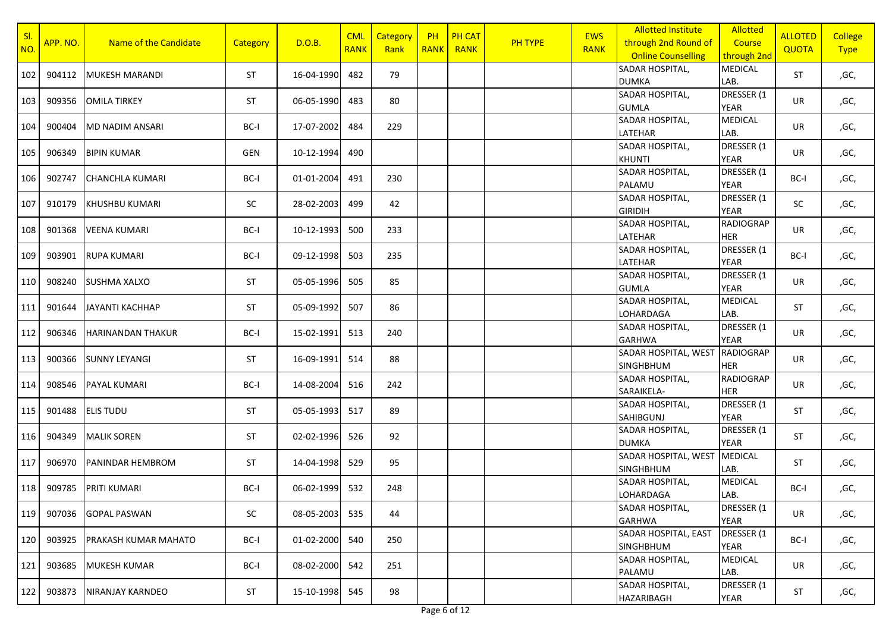| Sl. NO. | APP. NO. | Name of the Candidate | Category | D.O.B. | CML RANK | Category Rank | PH RANK | PH CAT RANK | PH TYPE | EWS RANK | Allotted Institute through 2nd Round of Online Counselling | Allotted Course through 2nd | ALLOTED QUOTA | College Type |
|---|---|---|---|---|---|---|---|---|---|---|---|---|---|---|
| 102 | 904112 | MUKESH MARANDI | ST | 16-04-1990 | 482 | 79 | | | | | SADAR HOSPITAL, DUMKA | MEDICAL LAB. | ST | ,GC, |
| 103 | 909356 | OMILA TIRKEY | ST | 06-05-1990 | 483 | 80 | | | | | SADAR HOSPITAL, GUMLA | DRESSER (1 YEAR | UR | ,GC, |
| 104 | 900404 | MD NADIM ANSARI | BC-I | 17-07-2002 | 484 | 229 | | | | | SADAR HOSPITAL, LATEHAR | MEDICAL LAB. | UR | ,GC, |
| 105 | 906349 | BIPIN KUMAR | GEN | 10-12-1994 | 490 | | | | | | SADAR HOSPITAL, KHUNTI | DRESSER (1 YEAR | UR | ,GC, |
| 106 | 902747 | CHANCHLA KUMARI | BC-I | 01-01-2004 | 491 | 230 | | | | | SADAR HOSPITAL, PALAMU | DRESSER (1 YEAR | BC-I | ,GC, |
| 107 | 910179 | KHUSHBU KUMARI | SC | 28-02-2003 | 499 | 42 | | | | | SADAR HOSPITAL, GIRIDIH | DRESSER (1 YEAR | SC | ,GC, |
| 108 | 901368 | VEENA KUMARI | BC-I | 10-12-1993 | 500 | 233 | | | | | SADAR HOSPITAL, LATEHAR | RADIOGRAP HER | UR | ,GC, |
| 109 | 903901 | RUPA KUMARI | BC-I | 09-12-1998 | 503 | 235 | | | | | SADAR HOSPITAL, LATEHAR | DRESSER (1 YEAR | BC-I | ,GC, |
| 110 | 908240 | SUSHMA XALXO | ST | 05-05-1996 | 505 | 85 | | | | | SADAR HOSPITAL, GUMLA | DRESSER (1 YEAR | UR | ,GC, |
| 111 | 901644 | JAYANTI KACHHAP | ST | 05-09-1992 | 507 | 86 | | | | | SADAR HOSPITAL, LOHARDAGA | MEDICAL LAB. | ST | ,GC, |
| 112 | 906346 | HARINANDAN THAKUR | BC-I | 15-02-1991 | 513 | 240 | | | | | SADAR HOSPITAL, GARHWA | DRESSER (1 YEAR | UR | ,GC, |
| 113 | 900366 | SUNNY LEYANGI | ST | 16-09-1991 | 514 | 88 | | | | | SADAR HOSPITAL, WEST SINGHBHUM | RADIOGRAP HER | UR | ,GC, |
| 114 | 908546 | PAYAL KUMARI | BC-I | 14-08-2004 | 516 | 242 | | | | | SADAR HOSPITAL, SARAIKELA- | RADIOGRAP HER | UR | ,GC, |
| 115 | 901488 | ELIS TUDU | ST | 05-05-1993 | 517 | 89 | | | | | SADAR HOSPITAL, SAHIBGUNJ | DRESSER (1 YEAR | ST | ,GC, |
| 116 | 904349 | MALIK SOREN | ST | 02-02-1996 | 526 | 92 | | | | | SADAR HOSPITAL, DUMKA | DRESSER (1 YEAR | ST | ,GC, |
| 117 | 906970 | PANINDAR HEMBROM | ST | 14-04-1998 | 529 | 95 | | | | | SADAR HOSPITAL, WEST SINGHBHUM | MEDICAL LAB. | ST | ,GC, |
| 118 | 909785 | PRITI KUMARI | BC-I | 06-02-1999 | 532 | 248 | | | | | SADAR HOSPITAL, LOHARDAGA | MEDICAL LAB. | BC-I | ,GC, |
| 119 | 907036 | GOPAL PASWAN | SC | 08-05-2003 | 535 | 44 | | | | | SADAR HOSPITAL, GARHWA | DRESSER (1 YEAR | UR | ,GC, |
| 120 | 903925 | PRAKASH KUMAR MAHATO | BC-I | 01-02-2000 | 540 | 250 | | | | | SADAR HOSPITAL, EAST SINGHBHUM | DRESSER (1 YEAR | BC-I | ,GC, |
| 121 | 903685 | MUKESH KUMAR | BC-I | 08-02-2000 | 542 | 251 | | | | | SADAR HOSPITAL, PALAMU | MEDICAL LAB. | UR | ,GC, |
| 122 | 903873 | NIRANJAY KARNDEO | ST | 15-10-1998 | 545 | 98 | | | | | SADAR HOSPITAL, HAZARIBAGH | DRESSER (1 YEAR | ST | ,GC, |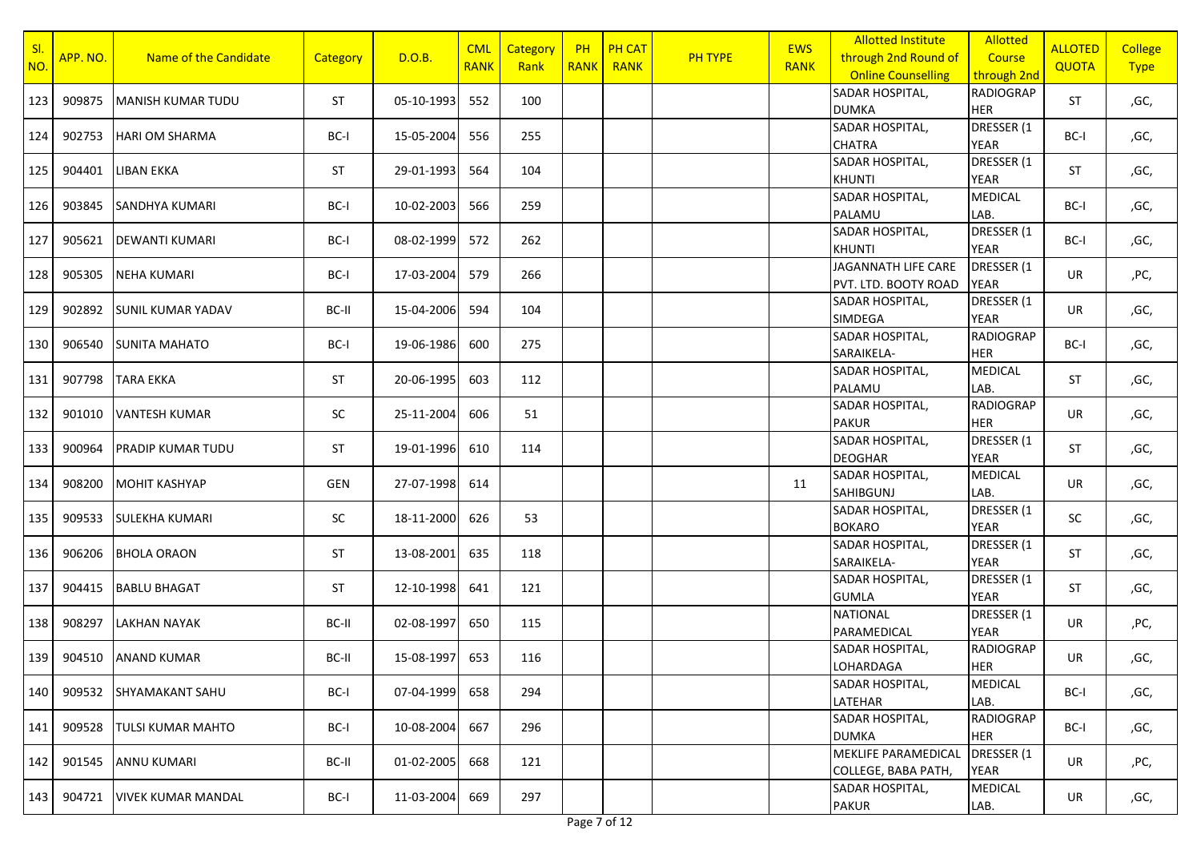| Sl. NO. | APP. NO. | Name of the Candidate | Category | D.O.B. | CML RANK | Category Rank | PH RANK | PH CAT RANK | PH TYPE | EWS RANK | Allotted Institute through 2nd Round of Online Counselling | Allotted Course through 2nd | ALLOTED QUOTA | College Type |
|---|---|---|---|---|---|---|---|---|---|---|---|---|---|---|
| 123 | 909875 | MANISH KUMAR TUDU | ST | 05-10-1993 | 552 | 100 | | | | | SADAR HOSPITAL, DUMKA | RADIOGRAP HER | ST | ,GC, |
| 124 | 902753 | HARI OM SHARMA | BC-I | 15-05-2004 | 556 | 255 | | | | | SADAR HOSPITAL, CHATRA | DRESSER (1 YEAR | BC-I | ,GC, |
| 125 | 904401 | LIBAN EKKA | ST | 29-01-1993 | 564 | 104 | | | | | SADAR HOSPITAL, KHUNTI | DRESSER (1 YEAR | ST | ,GC, |
| 126 | 903845 | SANDHYA KUMARI | BC-I | 10-02-2003 | 566 | 259 | | | | | SADAR HOSPITAL, PALAMU | MEDICAL LAB. | BC-I | ,GC, |
| 127 | 905621 | DEWANTI KUMARI | BC-I | 08-02-1999 | 572 | 262 | | | | | SADAR HOSPITAL, KHUNTI | DRESSER (1 YEAR | BC-I | ,GC, |
| 128 | 905305 | NEHA KUMARI | BC-I | 17-03-2004 | 579 | 266 | | | | | JAGANNATH LIFE CARE PVT. LTD. BOOTY ROAD | DRESSER (1 YEAR | UR | ,PC, |
| 129 | 902892 | SUNIL KUMAR YADAV | BC-II | 15-04-2006 | 594 | 104 | | | | | SADAR HOSPITAL, SIMDEGA | DRESSER (1 YEAR | UR | ,GC, |
| 130 | 906540 | SUNITA MAHATO | BC-I | 19-06-1986 | 600 | 275 | | | | | SADAR HOSPITAL, SARAIKELA- | RADIOGRAP HER | BC-I | ,GC, |
| 131 | 907798 | TARA EKKA | ST | 20-06-1995 | 603 | 112 | | | | | SADAR HOSPITAL, PALAMU | MEDICAL LAB. | ST | ,GC, |
| 132 | 901010 | VANTESH KUMAR | SC | 25-11-2004 | 606 | 51 | | | | | SADAR HOSPITAL, PAKUR | RADIOGRAP HER | UR | ,GC, |
| 133 | 900964 | PRADIP KUMAR TUDU | ST | 19-01-1996 | 610 | 114 | | | | | SADAR HOSPITAL, DEOGHAR | DRESSER (1 YEAR | ST | ,GC, |
| 134 | 908200 | MOHIT KASHYAP | GEN | 27-07-1998 | 614 | | | | | 11 | SADAR HOSPITAL, SAHIBGUNJ | MEDICAL LAB. | UR | ,GC, |
| 135 | 909533 | SULEKHA KUMARI | SC | 18-11-2000 | 626 | 53 | | | | | SADAR HOSPITAL, BOKARO | DRESSER (1 YEAR | SC | ,GC, |
| 136 | 906206 | BHOLA ORAON | ST | 13-08-2001 | 635 | 118 | | | | | SADAR HOSPITAL, SARAIKELA- | DRESSER (1 YEAR | ST | ,GC, |
| 137 | 904415 | BABLU BHAGAT | ST | 12-10-1998 | 641 | 121 | | | | | SADAR HOSPITAL, GUMLA | DRESSER (1 YEAR | ST | ,GC, |
| 138 | 908297 | LAKHAN NAYAK | BC-II | 02-08-1997 | 650 | 115 | | | | | NATIONAL PARAMEDICAL | DRESSER (1 YEAR | UR | ,PC, |
| 139 | 904510 | ANAND KUMAR | BC-II | 15-08-1997 | 653 | 116 | | | | | SADAR HOSPITAL, LOHARDAGA | RADIOGRAP HER | UR | ,GC, |
| 140 | 909532 | SHYAMAKANT SAHU | BC-I | 07-04-1999 | 658 | 294 | | | | | SADAR HOSPITAL, LATEHAR | MEDICAL LAB. | BC-I | ,GC, |
| 141 | 909528 | TULSI KUMAR MAHTO | BC-I | 10-08-2004 | 667 | 296 | | | | | SADAR HOSPITAL, DUMKA | RADIOGRAP HER | BC-I | ,GC, |
| 142 | 901545 | ANNU KUMARI | BC-II | 01-02-2005 | 668 | 121 | | | | | MEKLIFE PARAMEDICAL COLLEGE, BABA PATH, | DRESSER (1 YEAR | UR | ,PC, |
| 143 | 904721 | VIVEK KUMAR MANDAL | BC-I | 11-03-2004 | 669 | 297 | | | | | SADAR HOSPITAL, PAKUR | MEDICAL LAB. | UR | ,GC, |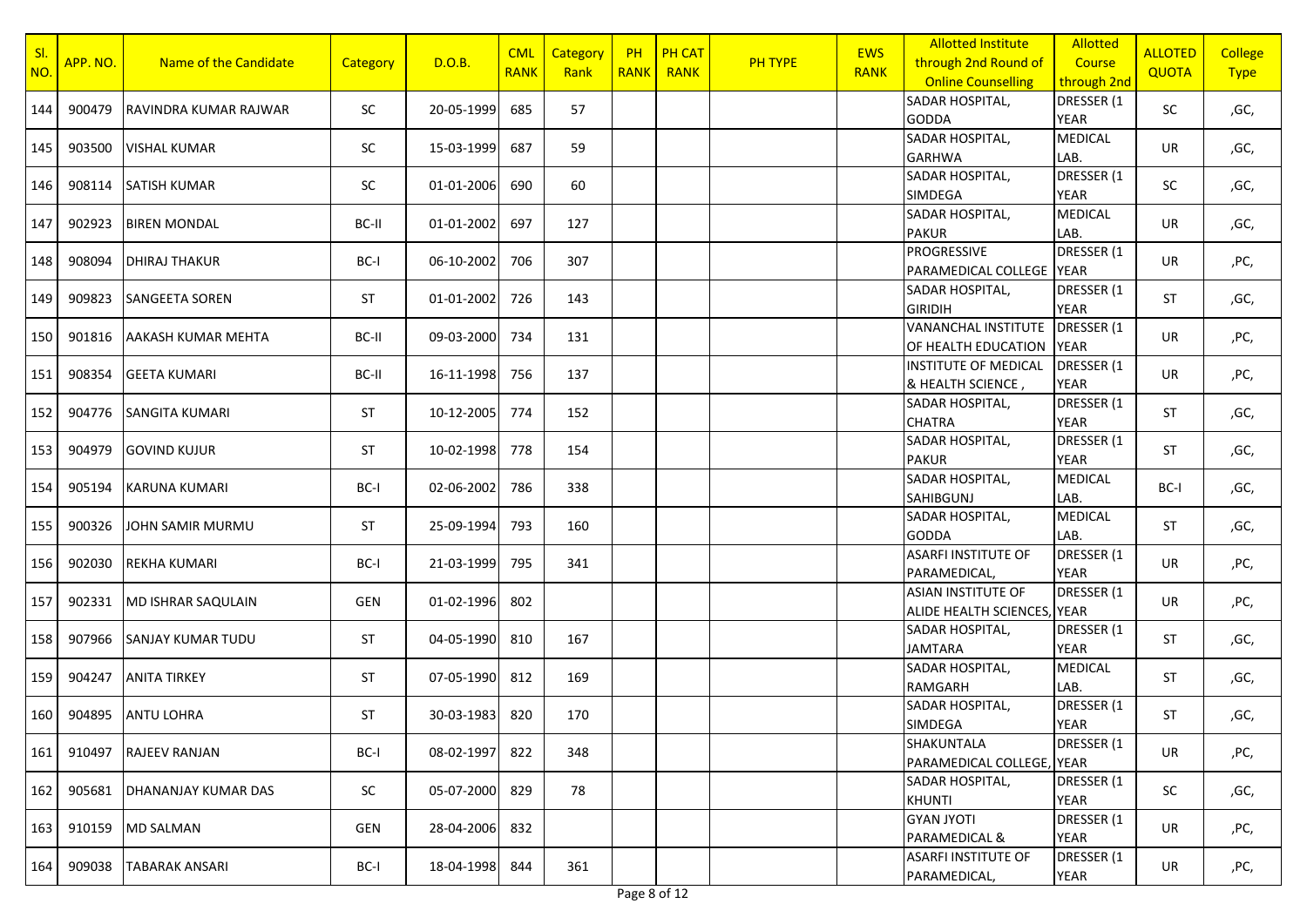| Sl. NO. | APP. NO. | Name of the Candidate | Category | D.O.B. | CML RANK | Category Rank | PH RANK | PH CAT RANK | PH TYPE | EWS RANK | Allotted Institute through 2nd Round of Online Counselling | Allotted Course through 2nd | ALLOTED QUOTA | College Type |
|---|---|---|---|---|---|---|---|---|---|---|---|---|---|---|
| 144 | 900479 | RAVINDRA KUMAR RAJWAR | SC | 20-05-1999 | 685 | 57 | | | | | SADAR HOSPITAL, GODDA | DRESSER (1 YEAR | SC | ,GC, |
| 145 | 903500 | VISHAL KUMAR | SC | 15-03-1999 | 687 | 59 | | | | | SADAR HOSPITAL, GARHWA | MEDICAL LAB. | UR | ,GC, |
| 146 | 908114 | SATISH KUMAR | SC | 01-01-2006 | 690 | 60 | | | | | SADAR HOSPITAL, SIMDEGA | DRESSER (1 YEAR | SC | ,GC, |
| 147 | 902923 | BIREN MONDAL | BC-II | 01-01-2002 | 697 | 127 | | | | | SADAR HOSPITAL, PAKUR | MEDICAL LAB. | UR | ,GC, |
| 148 | 908094 | DHIRAJ THAKUR | BC-I | 06-10-2002 | 706 | 307 | | | | | PROGRESSIVE PARAMEDICAL COLLEGE | DRESSER (1 YEAR | UR | ,PC, |
| 149 | 909823 | SANGEETA SOREN | ST | 01-01-2002 | 726 | 143 | | | | | SADAR HOSPITAL, GIRIDIH | DRESSER (1 YEAR | ST | ,GC, |
| 150 | 901816 | AAKASH KUMAR MEHTA | BC-II | 09-03-2000 | 734 | 131 | | | | | VANANCHAL INSTITUTE OF HEALTH EDUCATION | DRESSER (1 YEAR | UR | ,PC, |
| 151 | 908354 | GEETA KUMARI | BC-II | 16-11-1998 | 756 | 137 | | | | | INSTITUTE OF MEDICAL & HEALTH SCIENCE , | DRESSER (1 YEAR | UR | ,PC, |
| 152 | 904776 | SANGITA KUMARI | ST | 10-12-2005 | 774 | 152 | | | | | SADAR HOSPITAL, CHATRA | DRESSER (1 YEAR | ST | ,GC, |
| 153 | 904979 | GOVIND KUJUR | ST | 10-02-1998 | 778 | 154 | | | | | SADAR HOSPITAL, PAKUR | DRESSER (1 YEAR | ST | ,GC, |
| 154 | 905194 | KARUNA KUMARI | BC-I | 02-06-2002 | 786 | 338 | | | | | SADAR HOSPITAL, SAHIBGUNJ | MEDICAL LAB. | BC-I | ,GC, |
| 155 | 900326 | JOHN SAMIR MURMU | ST | 25-09-1994 | 793 | 160 | | | | | SADAR HOSPITAL, GODDA | MEDICAL LAB. | ST | ,GC, |
| 156 | 902030 | REKHA KUMARI | BC-I | 21-03-1999 | 795 | 341 | | | | | ASARFI INSTITUTE OF PARAMEDICAL, | DRESSER (1 YEAR | UR | ,PC, |
| 157 | 902331 | MD ISHRAR SAQULAIN | GEN | 01-02-1996 | 802 | | | | | | ASIAN INSTITUTE OF ALIDE HEALTH SCIENCES, | DRESSER (1 YEAR | UR | ,PC, |
| 158 | 907966 | SANJAY KUMAR TUDU | ST | 04-05-1990 | 810 | 167 | | | | | SADAR HOSPITAL, JAMTARA | DRESSER (1 YEAR | ST | ,GC, |
| 159 | 904247 | ANITA TIRKEY | ST | 07-05-1990 | 812 | 169 | | | | | SADAR HOSPITAL, RAMGARH | MEDICAL LAB. | ST | ,GC, |
| 160 | 904895 | ANTU LOHRA | ST | 30-03-1983 | 820 | 170 | | | | | SADAR HOSPITAL, SIMDEGA | DRESSER (1 YEAR | ST | ,GC, |
| 161 | 910497 | RAJEEV RANJAN | BC-I | 08-02-1997 | 822 | 348 | | | | | SHAKUNTALA PARAMEDICAL COLLEGE, | DRESSER (1 YEAR | UR | ,PC, |
| 162 | 905681 | DHANANJAY KUMAR DAS | SC | 05-07-2000 | 829 | 78 | | | | | SADAR HOSPITAL, KHUNTI | DRESSER (1 YEAR | SC | ,GC, |
| 163 | 910159 | MD SALMAN | GEN | 28-04-2006 | 832 | | | | | | GYAN JYOTI PARAMEDICAL & | DRESSER (1 YEAR | UR | ,PC, |
| 164 | 909038 | TABARAK ANSARI | BC-I | 18-04-1998 | 844 | 361 | | | | | ASARFI INSTITUTE OF PARAMEDICAL, | DRESSER (1 YEAR | UR | ,PC, |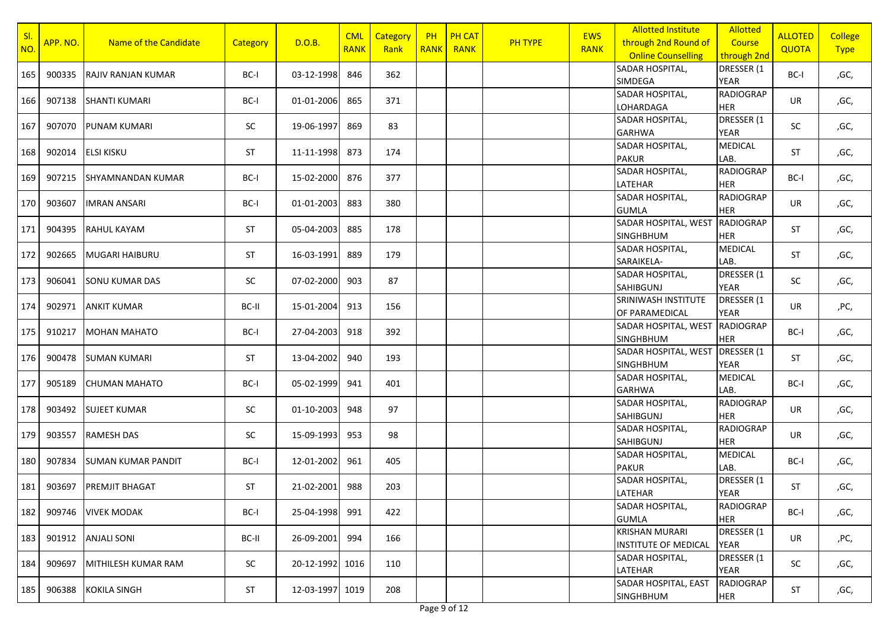| Sl. NO. | APP. NO. | Name of the Candidate | Category | D.O.B. | CML RANK | Category Rank | PH RANK | PH CAT RANK | PH TYPE | EWS RANK | Allotted Institute through 2nd Round of Online Counselling | Allotted Course through 2nd | ALLOTED QUOTA | College Type |
|---|---|---|---|---|---|---|---|---|---|---|---|---|---|---|
| 165 | 900335 | RAJIV RANJAN KUMAR | BC-I | 03-12-1998 | 846 | 362 | | | | | SADAR HOSPITAL, SIMDEGA | DRESSER (1 YEAR | BC-I | ,GC, |
| 166 | 907138 | SHANTI KUMARI | BC-I | 01-01-2006 | 865 | 371 | | | | | SADAR HOSPITAL, LOHARDAGA | RADIOGRAP HER | UR | ,GC, |
| 167 | 907070 | PUNAM KUMARI | SC | 19-06-1997 | 869 | 83 | | | | | SADAR HOSPITAL, GARHWA | DRESSER (1 YEAR | SC | ,GC, |
| 168 | 902014 | ELSI KISKU | ST | 11-11-1998 | 873 | 174 | | | | | SADAR HOSPITAL, PAKUR | MEDICAL LAB. | ST | ,GC, |
| 169 | 907215 | SHYAMNANDAN KUMAR | BC-I | 15-02-2000 | 876 | 377 | | | | | SADAR HOSPITAL, LATEHAR | RADIOGRAP HER | BC-I | ,GC, |
| 170 | 903607 | IMRAN ANSARI | BC-I | 01-01-2003 | 883 | 380 | | | | | SADAR HOSPITAL, GUMLA | RADIOGRAP HER | UR | ,GC, |
| 171 | 904395 | RAHUL KAYAM | ST | 05-04-2003 | 885 | 178 | | | | | SADAR HOSPITAL, WEST SINGHBHUM | RADIOGRAP HER | ST | ,GC, |
| 172 | 902665 | MUGARI HAIBURU | ST | 16-03-1991 | 889 | 179 | | | | | SADAR HOSPITAL, SARAIKELA- | MEDICAL LAB. | ST | ,GC, |
| 173 | 906041 | SONU KUMAR DAS | SC | 07-02-2000 | 903 | 87 | | | | | SADAR HOSPITAL, SAHIBGUNJ | DRESSER (1 YEAR | SC | ,GC, |
| 174 | 902971 | ANKIT KUMAR | BC-II | 15-01-2004 | 913 | 156 | | | | | SRINIWASH INSTITUTE OF PARAMEDICAL | DRESSER (1 YEAR | UR | ,PC, |
| 175 | 910217 | MOHAN MAHATO | BC-I | 27-04-2003 | 918 | 392 | | | | | SADAR HOSPITAL, WEST SINGHBHUM | RADIOGRAP HER | BC-I | ,GC, |
| 176 | 900478 | SUMAN KUMARI | ST | 13-04-2002 | 940 | 193 | | | | | SADAR HOSPITAL, WEST SINGHBHUM | DRESSER (1 YEAR | ST | ,GC, |
| 177 | 905189 | CHUMAN MAHATO | BC-I | 05-02-1999 | 941 | 401 | | | | | SADAR HOSPITAL, GARHWA | MEDICAL LAB. | BC-I | ,GC, |
| 178 | 903492 | SUJEET KUMAR | SC | 01-10-2003 | 948 | 97 | | | | | SADAR HOSPITAL, SAHIBGUNJ | RADIOGRAP HER | UR | ,GC, |
| 179 | 903557 | RAMESH DAS | SC | 15-09-1993 | 953 | 98 | | | | | SADAR HOSPITAL, SAHIBGUNJ | RADIOGRAP HER | UR | ,GC, |
| 180 | 907834 | SUMAN KUMAR PANDIT | BC-I | 12-01-2002 | 961 | 405 | | | | | SADAR HOSPITAL, PAKUR | MEDICAL LAB. | BC-I | ,GC, |
| 181 | 903697 | PREMJIT BHAGAT | ST | 21-02-2001 | 988 | 203 | | | | | SADAR HOSPITAL, LATEHAR | DRESSER (1 YEAR | ST | ,GC, |
| 182 | 909746 | VIVEK MODAK | BC-I | 25-04-1998 | 991 | 422 | | | | | SADAR HOSPITAL, GUMLA | RADIOGRAP HER | BC-I | ,GC, |
| 183 | 901912 | ANJALI SONI | BC-II | 26-09-2001 | 994 | 166 | | | | | KRISHAN MURARI INSTITUTE OF MEDICAL | DRESSER (1 YEAR | UR | ,PC, |
| 184 | 909697 | MITHILESH KUMAR RAM | SC | 20-12-1992 | 1016 | 110 | | | | | SADAR HOSPITAL, LATEHAR | DRESSER (1 YEAR | SC | ,GC, |
| 185 | 906388 | KOKILA SINGH | ST | 12-03-1997 | 1019 | 208 | | | | | SADAR HOSPITAL, EAST SINGHBHUM | RADIOGRAP HER | ST | ,GC, |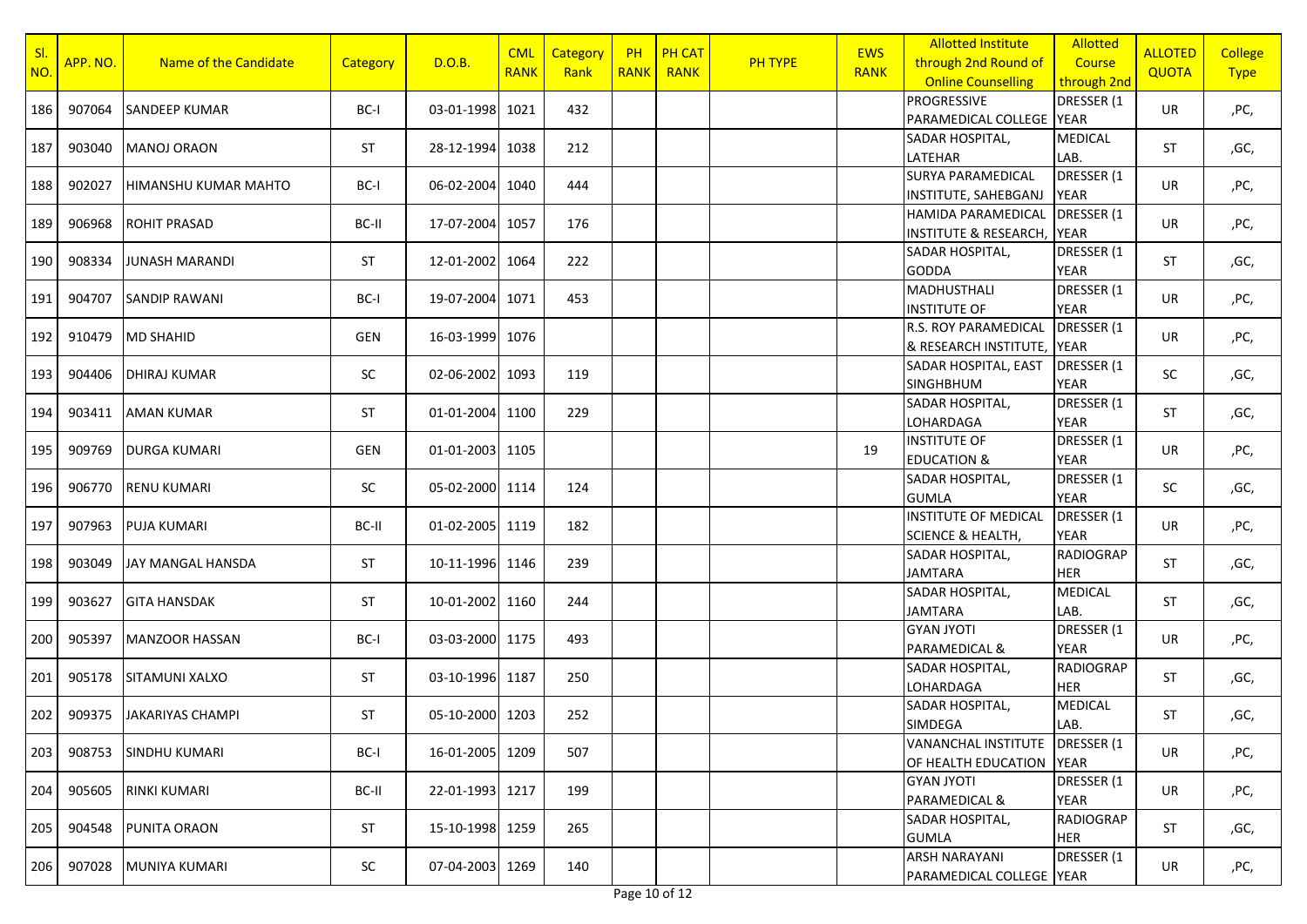| Sl. NO. | APP. NO. | Name of the Candidate | Category | D.O.B. | CML RANK | Category Rank | PH RANK | PH CAT RANK | PH TYPE | EWS RANK | Allotted Institute through 2nd Round of Online Counselling | Allotted Course through 2nd | ALLOTED QUOTA | College Type |
|---|---|---|---|---|---|---|---|---|---|---|---|---|---|---|
| 186 | 907064 | SANDEEP KUMAR | BC-I | 03-01-1998 | 1021 | 432 | | | | | PROGRESSIVE PARAMEDICAL COLLEGE | DRESSER (1 YEAR | UR | ,PC, |
| 187 | 903040 | MANOJ ORAON | ST | 28-12-1994 | 1038 | 212 | | | | | SADAR HOSPITAL, LATEHAR | MEDICAL LAB. | ST | ,GC, |
| 188 | 902027 | HIMANSHU KUMAR MAHTO | BC-I | 06-02-2004 | 1040 | 444 | | | | | SURYA PARAMEDICAL INSTITUTE, SAHEBGANJ | DRESSER (1 YEAR | UR | ,PC, |
| 189 | 906968 | ROHIT PRASAD | BC-II | 17-07-2004 | 1057 | 176 | | | | | HAMIDA PARAMEDICAL INSTITUTE & RESEARCH, | DRESSER (1 YEAR | UR | ,PC, |
| 190 | 908334 | JUNASH MARANDI | ST | 12-01-2002 | 1064 | 222 | | | | | SADAR HOSPITAL, GODDA | DRESSER (1 YEAR | ST | ,GC, |
| 191 | 904707 | SANDIP RAWANI | BC-I | 19-07-2004 | 1071 | 453 | | | | | MADHUSTHALI INSTITUTE OF | DRESSER (1 YEAR | UR | ,PC, |
| 192 | 910479 | MD SHAHID | GEN | 16-03-1999 | 1076 | | | | | | R.S. ROY PARAMEDICAL & RESEARCH INSTITUTE, | DRESSER (1 YEAR | UR | ,PC, |
| 193 | 904406 | DHIRAJ KUMAR | SC | 02-06-2002 | 1093 | 119 | | | | | SADAR HOSPITAL, EAST SINGHBHUM | DRESSER (1 YEAR | SC | ,GC, |
| 194 | 903411 | AMAN KUMAR | ST | 01-01-2004 | 1100 | 229 | | | | | SADAR HOSPITAL, LOHARDAGA | DRESSER (1 YEAR | ST | ,GC, |
| 195 | 909769 | DURGA KUMARI | GEN | 01-01-2003 | 1105 | | | | | 19 | INSTITUTE OF EDUCATION & | DRESSER (1 YEAR | UR | ,PC, |
| 196 | 906770 | RENU KUMARI | SC | 05-02-2000 | 1114 | 124 | | | | | SADAR HOSPITAL, GUMLA | DRESSER (1 YEAR | SC | ,GC, |
| 197 | 907963 | PUJA KUMARI | BC-II | 01-02-2005 | 1119 | 182 | | | | | INSTITUTE OF MEDICAL SCIENCE & HEALTH, | DRESSER (1 YEAR | UR | ,PC, |
| 198 | 903049 | JAY MANGAL HANSDA | ST | 10-11-1996 | 1146 | 239 | | | | | SADAR HOSPITAL, JAMTARA | RADIOGRAPHER | ST | ,GC, |
| 199 | 903627 | GITA HANSDAK | ST | 10-01-2002 | 1160 | 244 | | | | | SADAR HOSPITAL, JAMTARA | MEDICAL LAB. | ST | ,GC, |
| 200 | 905397 | MANZOOR HASSAN | BC-I | 03-03-2000 | 1175 | 493 | | | | | GYAN JYOTI PARAMEDICAL & | DRESSER (1 YEAR | UR | ,PC, |
| 201 | 905178 | SITAMUNI XALXO | ST | 03-10-1996 | 1187 | 250 | | | | | SADAR HOSPITAL, LOHARDAGA | RADIOGRAPHER | ST | ,GC, |
| 202 | 909375 | JAKARIYAS CHAMPI | ST | 05-10-2000 | 1203 | 252 | | | | | SADAR HOSPITAL, SIMDEGA | MEDICAL LAB. | ST | ,GC, |
| 203 | 908753 | SINDHU KUMARI | BC-I | 16-01-2005 | 1209 | 507 | | | | | VANANCHAL INSTITUTE OF HEALTH EDUCATION | DRESSER (1 YEAR | UR | ,PC, |
| 204 | 905605 | RINKI KUMARI | BC-II | 22-01-1993 | 1217 | 199 | | | | | GYAN JYOTI PARAMEDICAL & | DRESSER (1 YEAR | UR | ,PC, |
| 205 | 904548 | PUNITA ORAON | ST | 15-10-1998 | 1259 | 265 | | | | | SADAR HOSPITAL, GUMLA | RADIOGRAPHER | ST | ,GC, |
| 206 | 907028 | MUNIYA KUMARI | SC | 07-04-2003 | 1269 | 140 | | | | | ARSH NARAYANI PARAMEDICAL COLLEGE | DRESSER (1 YEAR | UR | ,PC, |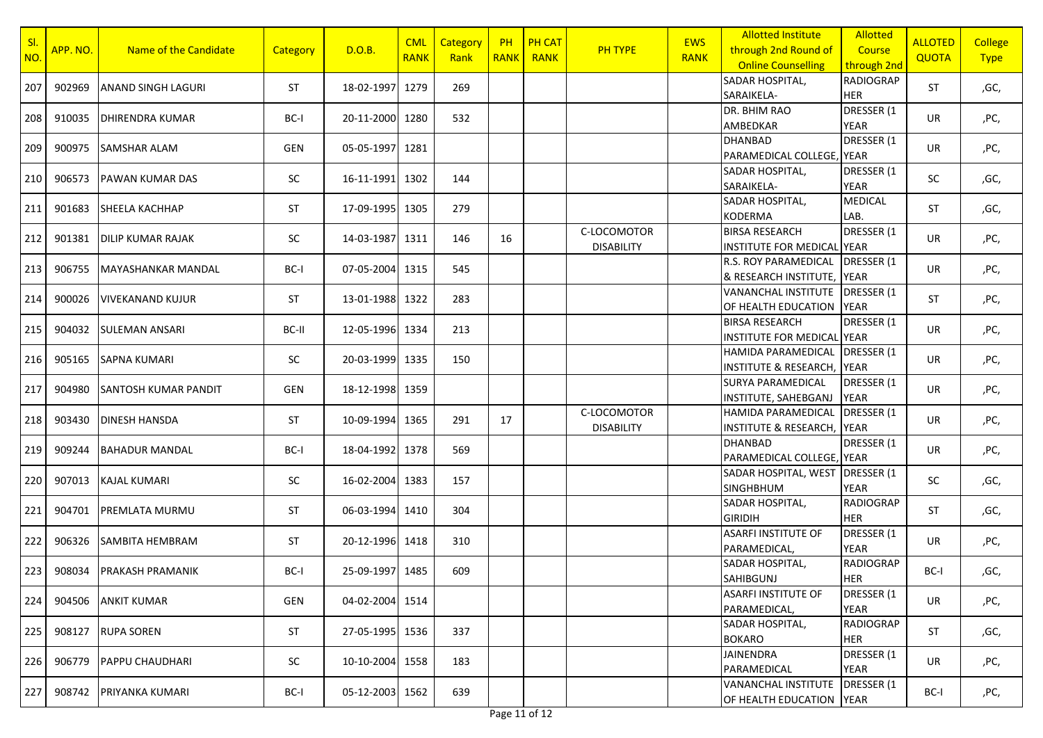| Sl. NO. | APP. NO. | Name of the Candidate | Category | D.O.B. | CML RANK | Category Rank | PH RANK | PH CAT RANK | PH TYPE | EWS RANK | Allotted Institute through 2nd Round of Online Counselling | Allotted Course through 2nd | ALLOTED QUOTA | College Type |
|---|---|---|---|---|---|---|---|---|---|---|---|---|---|---|
| 207 | 902969 | ANAND SINGH LAGURI | ST | 18-02-1997 | 1279 | 269 | | | | | SADAR HOSPITAL, SARAIKELA- | RADIOGRAP HER | ST | ,GC, |
| 208 | 910035 | DHIRENDRA KUMAR | BC-I | 20-11-2000 | 1280 | 532 | | | | | DR. BHIM RAO AMBEDKAR | DRESSER (1 YEAR | UR | ,PC, |
| 209 | 900975 | SAMSHAR ALAM | GEN | 05-05-1997 | 1281 | | | | | | DHANBAD PARAMEDICAL COLLEGE, | DRESSER (1 YEAR | UR | ,PC, |
| 210 | 906573 | PAWAN KUMAR DAS | SC | 16-11-1991 | 1302 | 144 | | | | | SADAR HOSPITAL, SARAIKELA- | DRESSER (1 YEAR | SC | ,GC, |
| 211 | 901683 | SHEELA KACHHAP | ST | 17-09-1995 | 1305 | 279 | | | | | SADAR HOSPITAL, KODERMA | MEDICAL LAB. | ST | ,GC, |
| 212 | 901381 | DILIP KUMAR RAJAK | SC | 14-03-1987 | 1311 | 146 | 16 | | C-LOCOMOTOR DISABILITY | | BIRSA RESEARCH INSTITUTE FOR MEDICAL | DRESSER (1 YEAR | UR | ,PC, |
| 213 | 906755 | MAYASHANKAR MANDAL | BC-I | 07-05-2004 | 1315 | 545 | | | | | R.S. ROY PARAMEDICAL & RESEARCH INSTITUTE, | DRESSER (1 YEAR | UR | ,PC, |
| 214 | 900026 | VIVEKANAND KUJUR | ST | 13-01-1988 | 1322 | 283 | | | | | VANANCHAL INSTITUTE OF HEALTH EDUCATION | DRESSER (1 YEAR | ST | ,PC, |
| 215 | 904032 | SULEMAN ANSARI | BC-II | 12-05-1996 | 1334 | 213 | | | | | BIRSA RESEARCH INSTITUTE FOR MEDICAL | DRESSER (1 YEAR | UR | ,PC, |
| 216 | 905165 | SAPNA KUMARI | SC | 20-03-1999 | 1335 | 150 | | | | | HAMIDA PARAMEDICAL INSTITUTE & RESEARCH, | DRESSER (1 YEAR | UR | ,PC, |
| 217 | 904980 | SANTOSH KUMAR PANDIT | GEN | 18-12-1998 | 1359 | | | | | | SURYA PARAMEDICAL INSTITUTE, SAHEBGANJ | DRESSER (1 YEAR | UR | ,PC, |
| 218 | 903430 | DINESH HANSDA | ST | 10-09-1994 | 1365 | 291 | 17 | | C-LOCOMOTOR DISABILITY | | HAMIDA PARAMEDICAL INSTITUTE & RESEARCH, | DRESSER (1 YEAR | UR | ,PC, |
| 219 | 909244 | BAHADUR MANDAL | BC-I | 18-04-1992 | 1378 | 569 | | | | | DHANBAD PARAMEDICAL COLLEGE, | DRESSER (1 YEAR | UR | ,PC, |
| 220 | 907013 | KAJAL KUMARI | SC | 16-02-2004 | 1383 | 157 | | | | | SADAR HOSPITAL, WEST SINGHBHUM | DRESSER (1 YEAR | SC | ,GC, |
| 221 | 904701 | PREMLATA MURMU | ST | 06-03-1994 | 1410 | 304 | | | | | SADAR HOSPITAL, GIRIDIH | RADIOGRAP HER | ST | ,GC, |
| 222 | 906326 | SAMBITA HEMBRAM | ST | 20-12-1996 | 1418 | 310 | | | | | ASARFI INSTITUTE OF PARAMEDICAL, | DRESSER (1 YEAR | UR | ,PC, |
| 223 | 908034 | PRAKASH PRAMANIK | BC-I | 25-09-1997 | 1485 | 609 | | | | | SADAR HOSPITAL, SAHIBGUNJ | RADIOGRAP HER | BC-I | ,GC, |
| 224 | 904506 | ANKIT KUMAR | GEN | 04-02-2004 | 1514 | | | | | | ASARFI INSTITUTE OF PARAMEDICAL, | DRESSER (1 YEAR | UR | ,PC, |
| 225 | 908127 | RUPA SOREN | ST | 27-05-1995 | 1536 | 337 | | | | | SADAR HOSPITAL, BOKARO | RADIOGRAP HER | ST | ,GC, |
| 226 | 906779 | PAPPU CHAUDHARI | SC | 10-10-2004 | 1558 | 183 | | | | | JAINENDRA PARAMEDICAL | DRESSER (1 YEAR | UR | ,PC, |
| 227 | 908742 | PRIYANKA KUMARI | BC-I | 05-12-2003 | 1562 | 639 | | | | | VANANCHAL INSTITUTE OF HEALTH EDUCATION | DRESSER (1 YEAR | BC-I | ,PC, |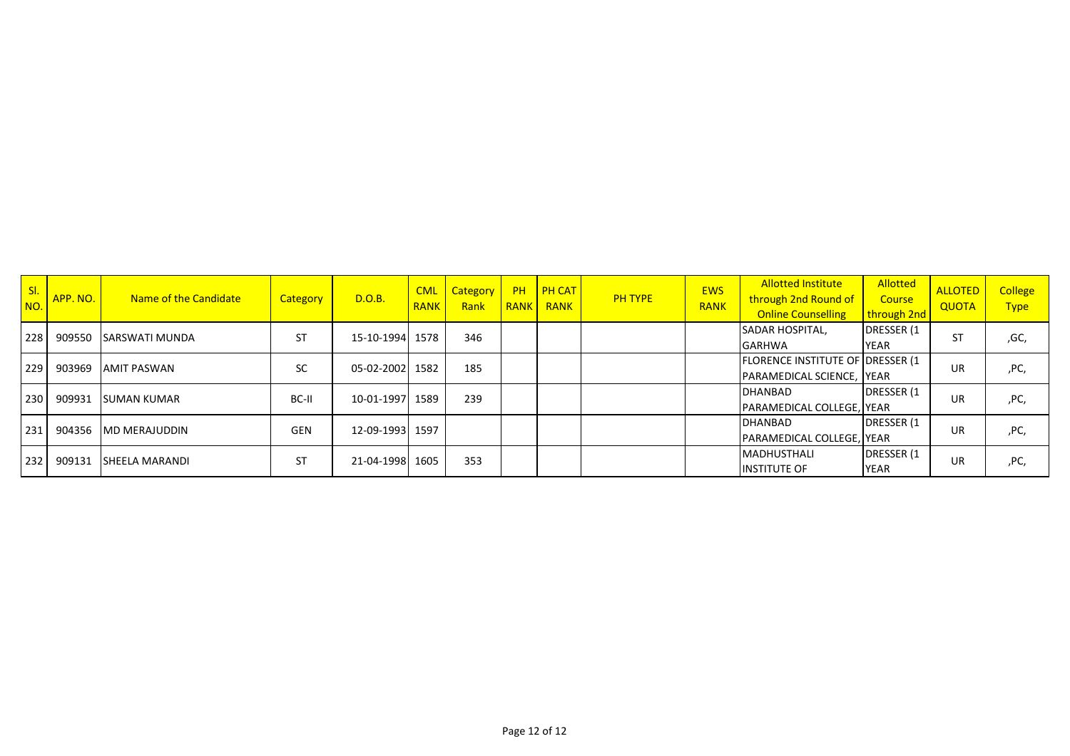| Sl. NO. | APP. NO. | Name of the Candidate | Category | D.O.B. | CML RANK | Category Rank | PH RANK | PH CAT RANK | PH TYPE | EWS RANK | Allotted Institute through 2nd Round of Online Counselling | Allotted Course through 2nd | ALLOTED QUOTA | College Type |
|---|---|---|---|---|---|---|---|---|---|---|---|---|---|---|
| 228 | 909550 | SARSWATI MUNDA | ST | 15-10-1994 | 1578 | 346 | | | | | SADAR HOSPITAL, GARHWA | DRESSER (1 YEAR | ST | ,GC, |
| 229 | 903969 | AMIT PASWAN | SC | 05-02-2002 | 1582 | 185 | | | | | FLORENCE INSTITUTE OF PARAMEDICAL SCIENCE, | DRESSER (1 YEAR | UR | ,PC, |
| 230 | 909931 | SUMAN KUMAR | BC-II | 10-01-1997 | 1589 | 239 | | | | | DHANBAD PARAMEDICAL COLLEGE, | DRESSER (1 YEAR | UR | ,PC, |
| 231 | 904356 | MD MERAJUDDIN | GEN | 12-09-1993 | 1597 | | | | | | DHANBAD PARAMEDICAL COLLEGE, | DRESSER (1 YEAR | UR | ,PC, |
| 232 | 909131 | SHEELA MARANDI | ST | 21-04-1998 | 1605 | 353 | | | | | MADHUSTHALI INSTITUTE OF | DRESSER (1 YEAR | UR | ,PC, |